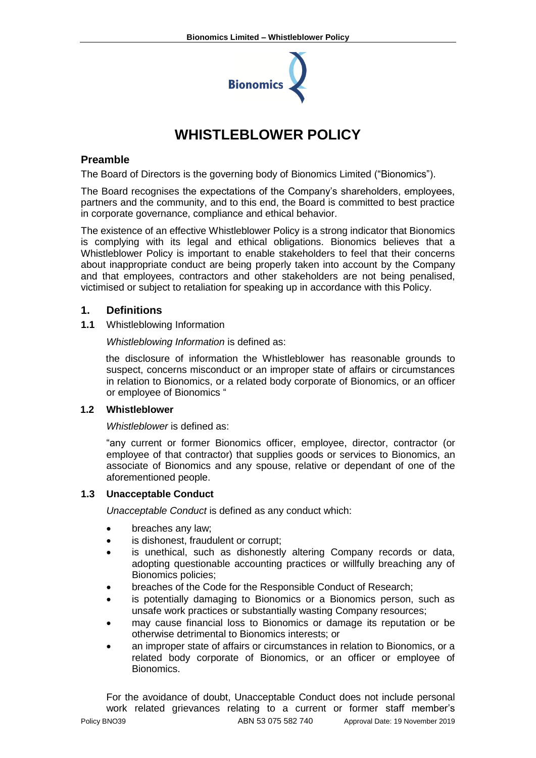# WHISTLEBLOWER POLICY

## Preamble

The Board of Directors is the governing body of Bionomics Limited ("Bionomics").

The Board recognises the expectations of the Company's shareholders, employees, partners and the community, and to this end, the Board is committed to best practice in corporate governance, compliance and ethical behavior.

The existence of an effective Whistleblower Policy is a strong indicator that Bionomics is complying with its legal and ethical obligations. Bionomics believes that a Whistleblower Policy is important to enable stakeholders to feel that their concerns about inappropriate conduct are being properly taken into account by the Company and that employees, contractors and other stakeholders are not being penalised, victimised or subject to retaliation for speaking up in accordance with this Policy.

## 1. Definitions

**1.1** Whistleblowing Information

*Whistleblowing Information* is defined as:

the disclosure of information the Whistleblower has reasonable grounds to suspect, concerns misconduct or an improper state of affairs or circumstances in relation to Bionomics, or a related body corporate of Bionomics, or an officer or employee of Bionomics "

**1.2 Whistleblower**

*Whistleblower* is defined as:

"any current or former Bionomics officer, employee, director, contractor (or employee of that contractor) that supplies goods or services to Bionomics, an associate of Bionomics and any spouse, relative or dependant of one of the aforementioned people.

**1.3 Unacceptable Conduct**

*Unacceptable Conduct* is defined as any conduct which:

- breaches any law;
- is dishonest, fraudulent or corrupt;
- is unethical, such as dishonestly altering Company records or data, adopting questionable accounting practices or willfully breaching any of Bionomics policies;
- breaches of the Code for the Responsible Conduct of Research;
- is potentially damaging to Bionomics or a Bionomics person, such as unsafe work practices or substantially wasting Company resources;
- may cause financial loss to Bionomics or damage its reputation or be otherwise detrimental to Bionomics interests; or
- an improper state of affairs or circumstances in relation to Bionomics, or a related body corporate of Bionomics, or an officer or employee of Bionomics.

For the avoidance of doubt, Unacceptable Conduct does not include personal work related grievances relating to a current or former staff member's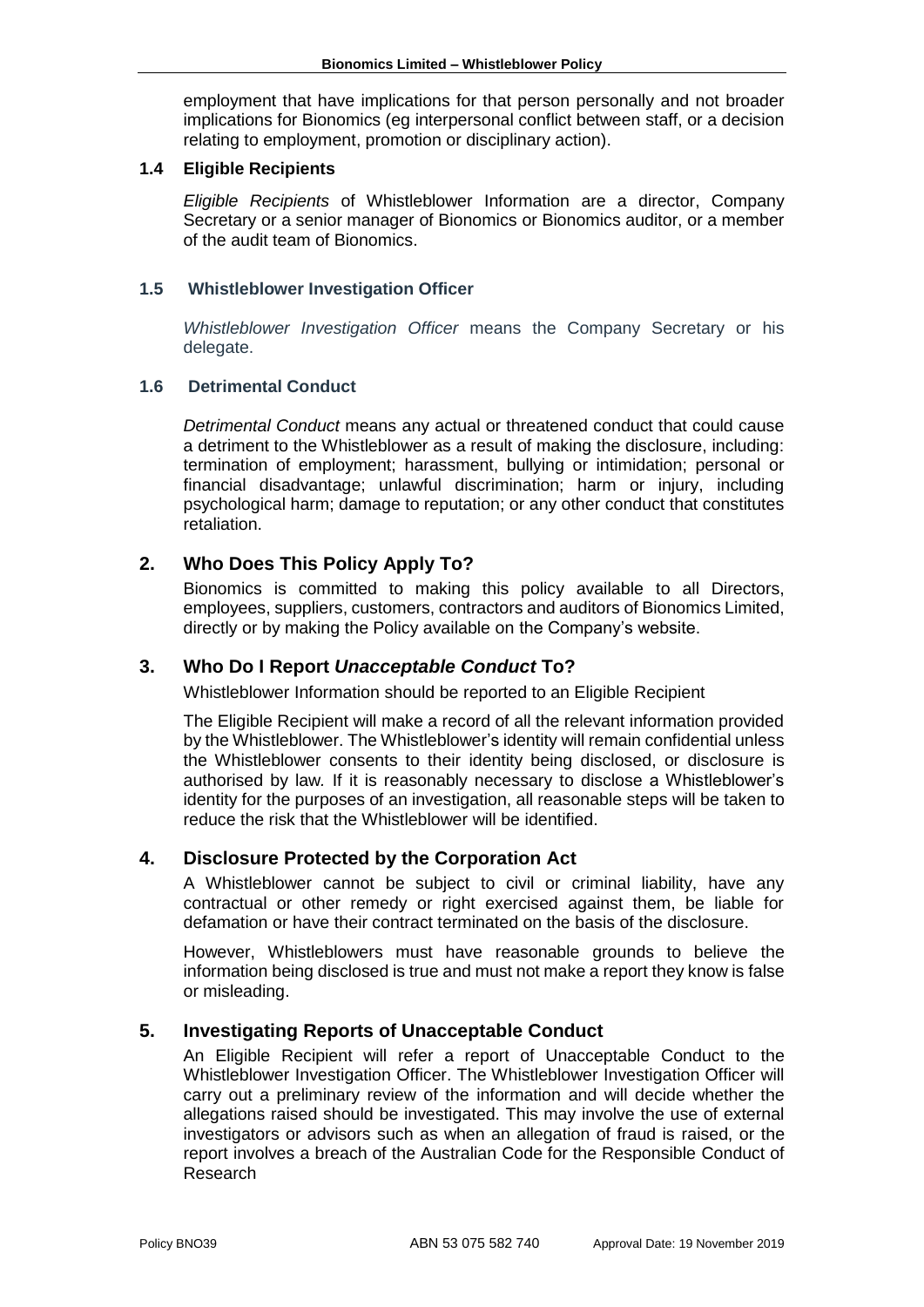employment that have implications for that person personally and not broader implications for Bionomics (eg interpersonal conflict between staff, or a decision relating to employment, promotion or disciplinary action).

### 1.4 Eligible Recipients

*Eligible Recipients* of Whistleblower Information are a director, Company Secretary or a senior manager of Bionomics or Bionomics auditor, or a member of the audit team of Bionomics.

### 1.5 Whistleblower Investigation Officer

*Whistleblower Investigation Officer* means the Company Secretary or his delegate.

### 1.6 Detrimental Conduct

*Detrimental Conduct* means any actual or threatened conduct that could cause a detriment to the Whistleblower as a result of making the disclosure, including: termination of employment; harassment, bullying or intimidation; personal or financial disadvantage; unlawful discrimination; harm or injury, including psychological harm; damage to reputation; or any other conduct that constitutes retaliation.

## 2. Who Does This Policy Apply To?

Bionomics is committed to making this policy available to all Directors, employees, suppliers, customers, contractors and auditors of Bionomics Limited, directly or by making the Policy available on the Company's website.

## 3. Who Do I Report *Unacceptable Conduct* To?

Whistleblower Information should be reported to an Eligible Recipient

The Eligible Recipient will make a record of all the relevant information provided by the Whistleblower. The Whistleblower's identity will remain confidential unless the Whistleblower consents to their identity being disclosed, or disclosure is authorised by law. If it is reasonably necessary to disclose a Whistleblower's identity for the purposes of an investigation, all reasonable steps will be taken to reduce the risk that the Whistleblower will be identified.

## 4. Disclosure Protected by the Corporation Act

A Whistleblower cannot be subject to civil or criminal liability, have any contractual or other remedy or right exercised against them, be liable for defamation or have their contract terminated on the basis of the disclosure.

However, Whistleblowers must have reasonable grounds to believe the information being disclosed is true and must not make a report they know is false or misleading.

## 5. Investigating Reports of Unacceptable Conduct

An Eligible Recipient will refer a report of Unacceptable Conduct to the Whistleblower Investigation Officer. The Whistleblower Investigation Officer will carry out a preliminary review of the information and will decide whether the allegations raised should be investigated. This may involve the use of external investigators or advisors such as when an allegation of fraud is raised, or the report involves a breach of the Australian Code for the Responsible Conduct of Research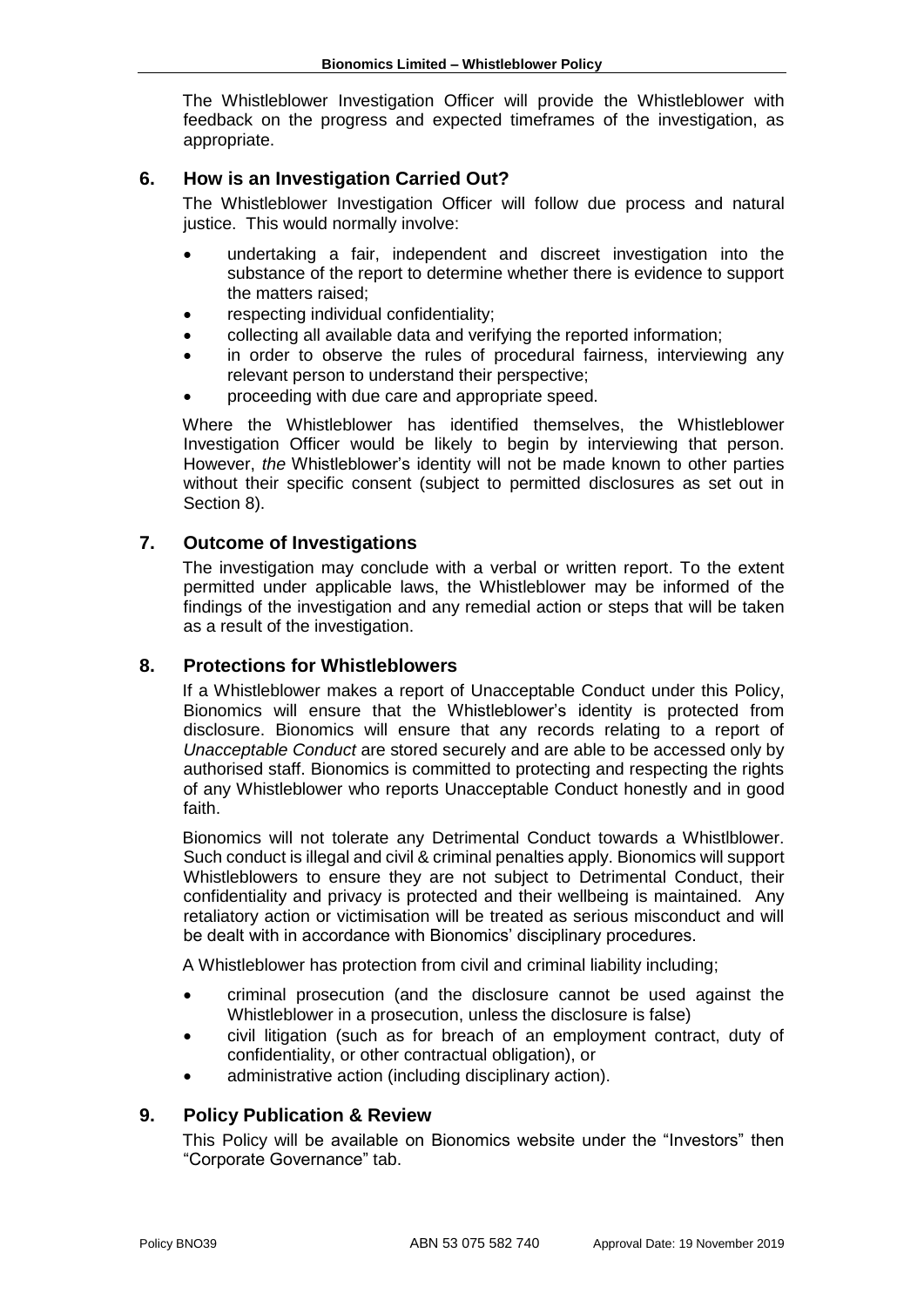The Whistleblower Investigation Officer will provide the Whistleblower with feedback on the progress and expected timeframes of the investigation, as appropriate.

## 6. How is an Investigation Carried Out?

The Whistleblower Investigation Officer will follow due process and natural justice. This would normally involve:

- undertaking a fair, independent and discreet investigation into the substance of the report to determine whether there is evidence to support the matters raised;
- respecting individual confidentiality;
- collecting all available data and verifying the reported information;
- in order to observe the rules of procedural fairness, interviewing any relevant person to understand their perspective;
- proceeding with due care and appropriate speed.

Where the Whistleblower has identified themselves, the Whistleblower Investigation Officer would be likely to begin by interviewing that person. However, *the* Whistleblower's identity will not be made known to other parties without their specific consent (subject to permitted disclosures as set out in Section 8).

## 7. Outcome of Investigations

The investigation may conclude with a verbal or written report. To the extent permitted under applicable laws, the Whistleblower may be informed of the findings of the investigation and any remedial action or steps that will be taken as a result of the investigation.

## 8. Protections for Whistleblowers

If a Whistleblower makes a report of Unacceptable Conduct under this Policy, Bionomics will ensure that the Whistleblower's identity is protected from disclosure. Bionomics will ensure that any records relating to a report of *Unacceptable Conduct* are stored securely and are able to be accessed only by authorised staff. Bionomics is committed to protecting and respecting the rights of any Whistleblower who reports Unacceptable Conduct honestly and in good faith.

Bionomics will not tolerate any Detrimental Conduct towards a Whistlblower. Such conduct is illegal and civil & criminal penalties apply. Bionomics will support Whistleblowers to ensure they are not subject to Detrimental Conduct, their confidentiality and privacy is protected and their wellbeing is maintained. Any retaliatory action or victimisation will be treated as serious misconduct and will be dealt with in accordance with Bionomics' disciplinary procedures.

A Whistleblower has protection from civil and criminal liability including;

- criminal prosecution (and the disclosure cannot be used against the Whistleblower in a prosecution, unless the disclosure is false)
- civil litigation (such as for breach of an employment contract, duty of confidentiality, or other contractual obligation), or
- administrative action (including disciplinary action).

## 9. Policy Publication & Review

This Policy will be available on Bionomics website under the "Investors" then "Corporate Governance" tab.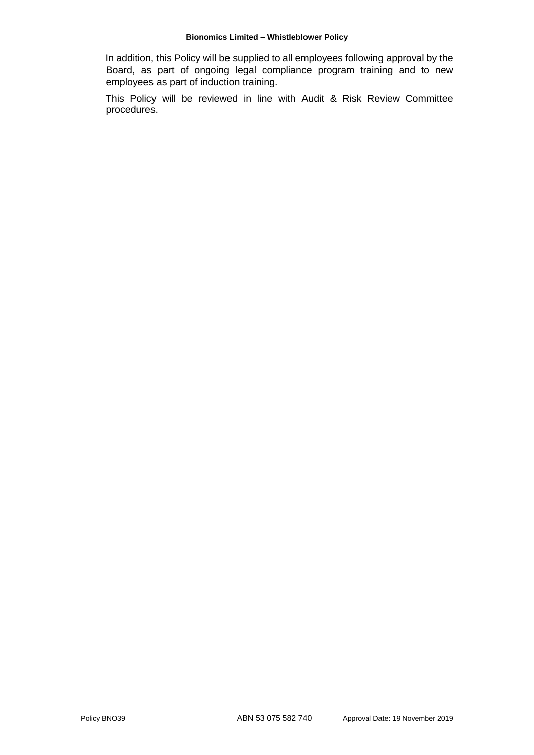In addition, this Policy will be supplied to all employees following approval by the Board, as part of ongoing legal compliance program training and to new employees as part of induction training.

This Policy will be reviewed in line with Audit & Risk Review Committee procedures.